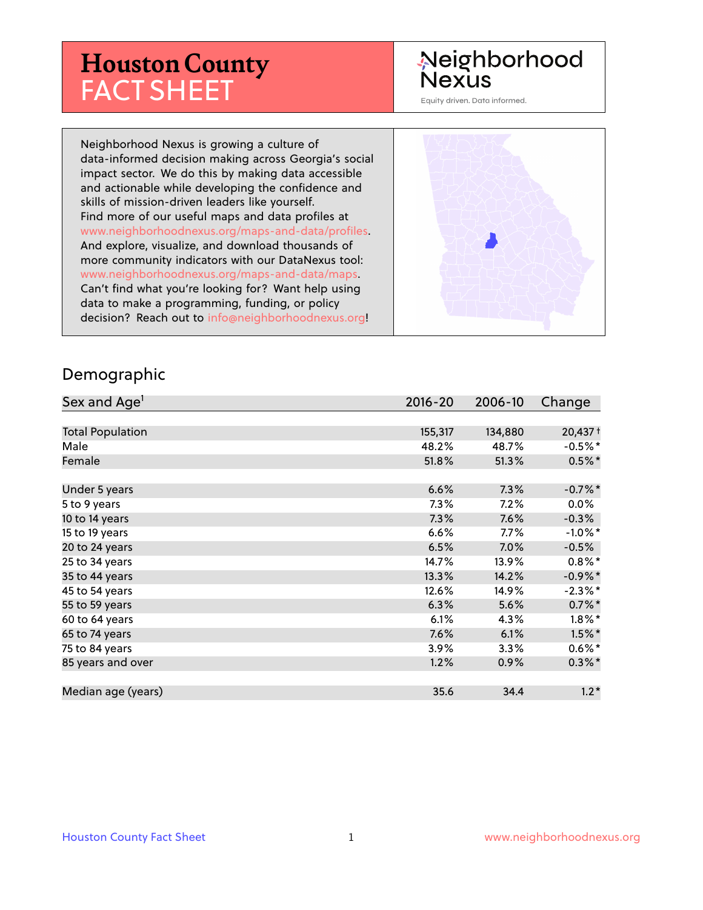# Houston County FACT SHEET

Neighborhood Nexus

Equity driven. Data informed.

Neighborhood Nexus is growing a culture of data-informed decision making across Georgia's social impact sector. We do this by making data accessible and actionable while developing the confidence and skills of mission-driven leaders like yourself. Find more of our useful maps and data profiles at www.neighborhoodnexus.org/maps-and-data/profiles. And explore, visualize, and download thousands of more community indicators with our DataNexus tool: www.neighborhoodnexus.org/maps-and-data/maps. Can't find what you're looking for? Want help using data to make a programming, funding, or policy decision? Reach out to info@neighborhoodnexus.org!

## Demographic

| Sex and Age[1] | 2016-20 | 2006-10 | Change |
|---|---|---|---|
| Total Population | 155,317 | 134,880 | 20,437 † |
| Male | 48.2% | 48.7% | -0.5% * |
| Female | 51.8% | 51.3% | 0.5% * |
| Under 5 years | 6.6% | 7.3% | -0.7% * |
| 5 to 9 years | 7.3% | 7.2% | 0.0% |
| 10 to 14 years | 7.3% | 7.6% | -0.3% |
| 15 to 19 years | 6.6% | 7.7% | -1.0% * |
| 20 to 24 years | 6.5% | 7.0% | -0.5% |
| 25 to 34 years | 14.7% | 13.9% | 0.8% * |
| 35 to 44 years | 13.3% | 14.2% | -0.9% * |
| 45 to 54 years | 12.6% | 14.9% | -2.3% * |
| 55 to 59 years | 6.3% | 5.6% | 0.7% * |
| 60 to 64 years | 6.1% | 4.3% | 1.8% * |
| 65 to 74 years | 7.6% | 6.1% | 1.5% * |
| 75 to 84 years | 3.9% | 3.3% | 0.6% * |
| 85 years and over | 1.2% | 0.9% | 0.3% * |
| Median age (years) | 35.6 | 34.4 | 1.2 * |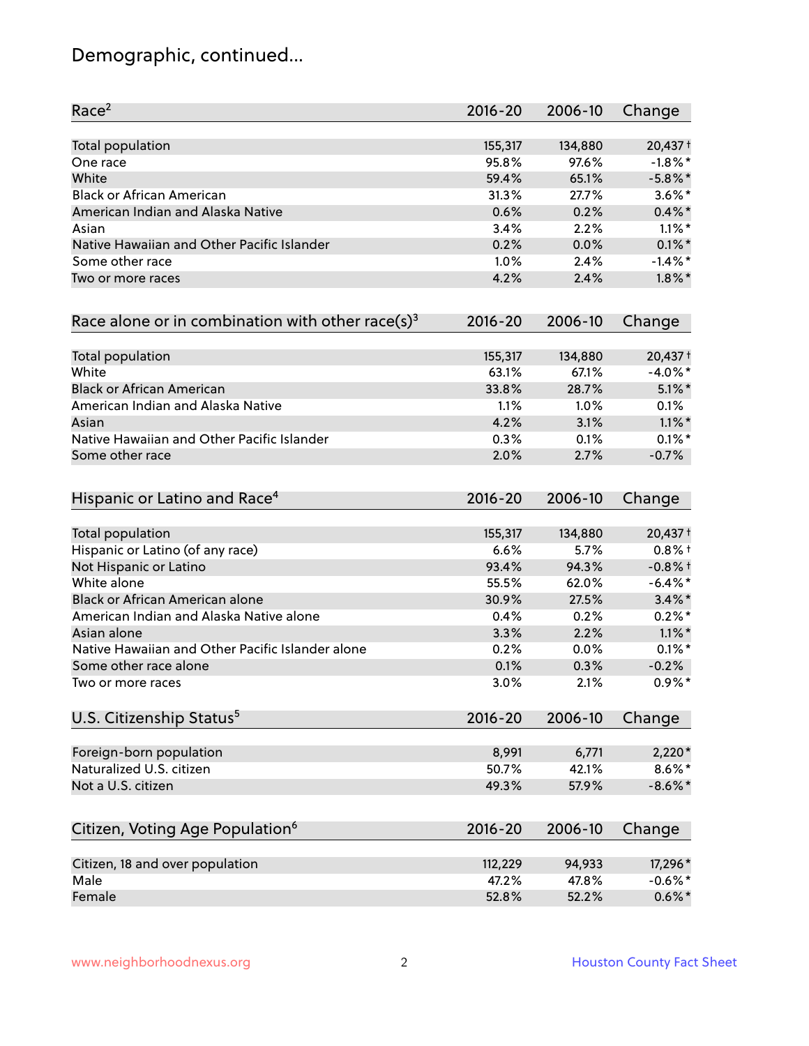# Demographic, continued...

| Race[2] | 2016-20 | 2006-10 | Change |
|---|---|---|---|
| Total population | 155,317 | 134,880 | 20,437† |
| One race | 95.8% | 97.6% | -1.8%* |
| White | 59.4% | 65.1% | -5.8%* |
| Black or African American | 31.3% | 27.7% | 3.6%* |
| American Indian and Alaska Native | 0.6% | 0.2% | 0.4%* |
| Asian | 3.4% | 2.2% | 1.1%* |
| Native Hawaiian and Other Pacific Islander | 0.2% | 0.0% | 0.1%* |
| Some other race | 1.0% | 2.4% | -1.4%* |
| Two or more races | 4.2% | 2.4% | 1.8%* |

| Race alone or in combination with other race(s)[3] | 2016-20 | 2006-10 | Change |
|---|---|---|---|
| Total population | 155,317 | 134,880 | 20,437† |
| White | 63.1% | 67.1% | -4.0%* |
| Black or African American | 33.8% | 28.7% | 5.1%* |
| American Indian and Alaska Native | 1.1% | 1.0% | 0.1% |
| Asian | 4.2% | 3.1% | 1.1%* |
| Native Hawaiian and Other Pacific Islander | 0.3% | 0.1% | 0.1%* |
| Some other race | 2.0% | 2.7% | -0.7% |

| Hispanic or Latino and Race[4] | 2016-20 | 2006-10 | Change |
|---|---|---|---|
| Total population | 155,317 | 134,880 | 20,437† |
| Hispanic or Latino (of any race) | 6.6% | 5.7% | 0.8%† |
| Not Hispanic or Latino | 93.4% | 94.3% | -0.8%† |
| White alone | 55.5% | 62.0% | -6.4%* |
| Black or African American alone | 30.9% | 27.5% | 3.4%* |
| American Indian and Alaska Native alone | 0.4% | 0.2% | 0.2%* |
| Asian alone | 3.3% | 2.2% | 1.1%* |
| Native Hawaiian and Other Pacific Islander alone | 0.2% | 0.0% | 0.1%* |
| Some other race alone | 0.1% | 0.3% | -0.2% |
| Two or more races | 3.0% | 2.1% | 0.9%* |

| U.S. Citizenship Status[5] | 2016-20 | 2006-10 | Change |
|---|---|---|---|
| Foreign-born population | 8,991 | 6,771 | 2,220* |
| Naturalized U.S. citizen | 50.7% | 42.1% | 8.6%* |
| Not a U.S. citizen | 49.3% | 57.9% | -8.6%* |

| Citizen, Voting Age Population[6] | 2016-20 | 2006-10 | Change |
|---|---|---|---|
| Citizen, 18 and over population | 112,229 | 94,933 | 17,296* |
| Male | 47.2% | 47.8% | -0.6%* |
| Female | 52.8% | 52.2% | 0.6%* |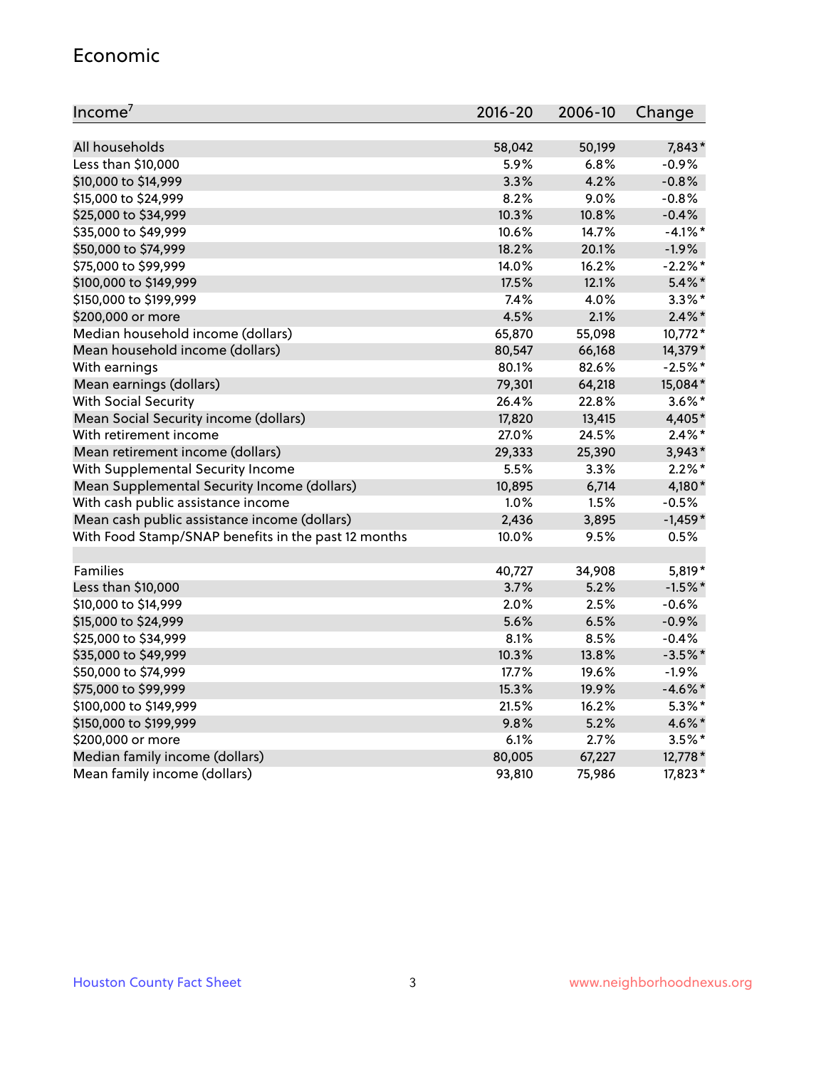## Economic

| Income[7] | 2016-20 | 2006-10 | Change |
|---|---|---|---|
| All households | 58,042 | 50,199 | 7,843* |
| Less than $10,000 | 5.9% | 6.8% | -0.9% |
| $10,000 to $14,999 | 3.3% | 4.2% | -0.8% |
| $15,000 to $24,999 | 8.2% | 9.0% | -0.8% |
| $25,000 to $34,999 | 10.3% | 10.8% | -0.4% |
| $35,000 to $49,999 | 10.6% | 14.7% | -4.1%* |
| $50,000 to $74,999 | 18.2% | 20.1% | -1.9% |
| $75,000 to $99,999 | 14.0% | 16.2% | -2.2%* |
| $100,000 to $149,999 | 17.5% | 12.1% | 5.4%* |
| $150,000 to $199,999 | 7.4% | 4.0% | 3.3%* |
| $200,000 or more | 4.5% | 2.1% | 2.4%* |
| Median household income (dollars) | 65,870 | 55,098 | 10,772* |
| Mean household income (dollars) | 80,547 | 66,168 | 14,379* |
| With earnings | 80.1% | 82.6% | -2.5%* |
| Mean earnings (dollars) | 79,301 | 64,218 | 15,084* |
| With Social Security | 26.4% | 22.8% | 3.6%* |
| Mean Social Security income (dollars) | 17,820 | 13,415 | 4,405* |
| With retirement income | 27.0% | 24.5% | 2.4%* |
| Mean retirement income (dollars) | 29,333 | 25,390 | 3,943* |
| With Supplemental Security Income | 5.5% | 3.3% | 2.2%* |
| Mean Supplemental Security Income (dollars) | 10,895 | 6,714 | 4,180* |
| With cash public assistance income | 1.0% | 1.5% | -0.5% |
| Mean cash public assistance income (dollars) | 2,436 | 3,895 | -1,459* |
| With Food Stamp/SNAP benefits in the past 12 months | 10.0% | 9.5% | 0.5% |
| | | | |
| Families | 40,727 | 34,908 | 5,819* |
| Less than $10,000 | 3.7% | 5.2% | -1.5%* |
| $10,000 to $14,999 | 2.0% | 2.5% | -0.6% |
| $15,000 to $24,999 | 5.6% | 6.5% | -0.9% |
| $25,000 to $34,999 | 8.1% | 8.5% | -0.4% |
| $35,000 to $49,999 | 10.3% | 13.8% | -3.5%* |
| $50,000 to $74,999 | 17.7% | 19.6% | -1.9% |
| $75,000 to $99,999 | 15.3% | 19.9% | -4.6%* |
| $100,000 to $149,999 | 21.5% | 16.2% | 5.3%* |
| $150,000 to $199,999 | 9.8% | 5.2% | 4.6%* |
| $200,000 or more | 6.1% | 2.7% | 3.5%* |
| Median family income (dollars) | 80,005 | 67,227 | 12,778* |
| Mean family income (dollars) | 93,810 | 75,986 | 17,823* |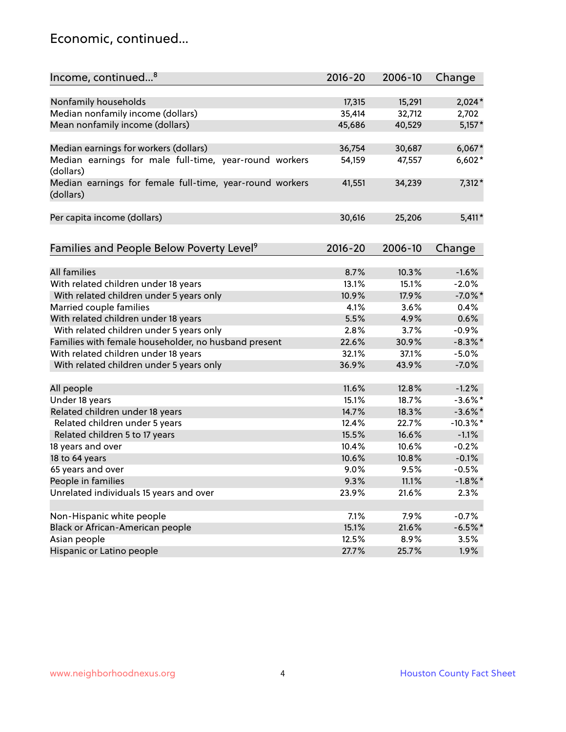## Economic, continued...

| Income, continued...[8] | 2016-20 | 2006-10 | Change |
|---|---|---|---|
| Nonfamily households | 17,315 | 15,291 | 2,024* |
| Median nonfamily income (dollars) | 35,414 | 32,712 | 2,702 |
| Mean nonfamily income (dollars) | 45,686 | 40,529 | 5,157* |
| Median earnings for workers (dollars) | 36,754 | 30,687 | 6,067* |
| Median earnings for male full-time, year-round workers (dollars) | 54,159 | 47,557 | 6,602* |
| Median earnings for female full-time, year-round workers (dollars) | 41,551 | 34,239 | 7,312* |
| Per capita income (dollars) | 30,616 | 25,206 | 5,411* |

| Families and People Below Poverty Level[9] | 2016-20 | 2006-10 | Change |
|---|---|---|---|
| All families | 8.7% | 10.3% | -1.6% |
| With related children under 18 years | 13.1% | 15.1% | -2.0% |
| With related children under 5 years only | 10.9% | 17.9% | -7.0%* |
| Married couple families | 4.1% | 3.6% | 0.4% |
| With related children under 18 years | 5.5% | 4.9% | 0.6% |
| With related children under 5 years only | 2.8% | 3.7% | -0.9% |
| Families with female householder, no husband present | 22.6% | 30.9% | -8.3%* |
| With related children under 18 years | 32.1% | 37.1% | -5.0% |
| With related children under 5 years only | 36.9% | 43.9% | -7.0% |
| All people | 11.6% | 12.8% | -1.2% |
| Under 18 years | 15.1% | 18.7% | -3.6%* |
| Related children under 18 years | 14.7% | 18.3% | -3.6%* |
| Related children under 5 years | 12.4% | 22.7% | -10.3%* |
| Related children 5 to 17 years | 15.5% | 16.6% | -1.1% |
| 18 years and over | 10.4% | 10.6% | -0.2% |
| 18 to 64 years | 10.6% | 10.8% | -0.1% |
| 65 years and over | 9.0% | 9.5% | -0.5% |
| People in families | 9.3% | 11.1% | -1.8%* |
| Unrelated individuals 15 years and over | 23.9% | 21.6% | 2.3% |
| Non-Hispanic white people | 7.1% | 7.9% | -0.7% |
| Black or African-American people | 15.1% | 21.6% | -6.5%* |
| Asian people | 12.5% | 8.9% | 3.5% |
| Hispanic or Latino people | 27.7% | 25.7% | 1.9% |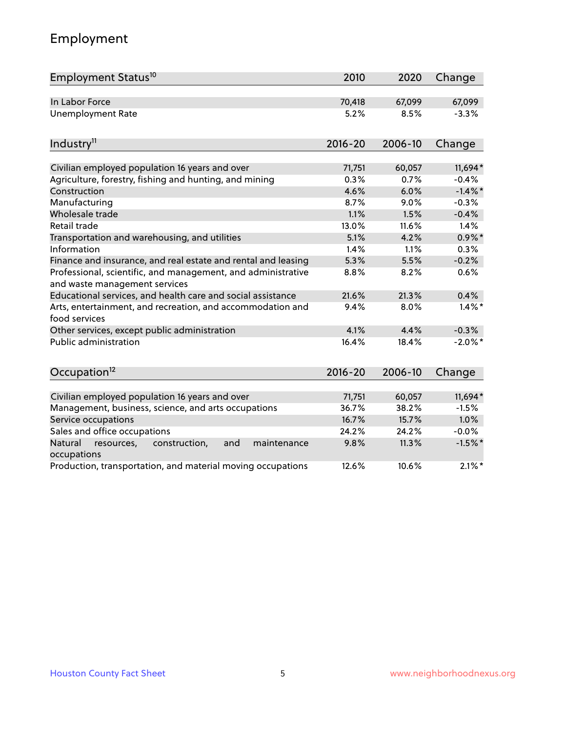# Employment

| Employment Status[10] | 2010 | 2020 | Change |
|---|---|---|---|
| In Labor Force | 70,418 | 67,099 | 67,099 |
| Unemployment Rate | 5.2% | 8.5% | -3.3% |

| Industry[11] | 2016-20 | 2006-10 | Change |
|---|---|---|---|
| Civilian employed population 16 years and over | 71,751 | 60,057 | 11,694* |
| Agriculture, forestry, fishing and hunting, and mining | 0.3% | 0.7% | -0.4% |
| Construction | 4.6% | 6.0% | -1.4%* |
| Manufacturing | 8.7% | 9.0% | -0.3% |
| Wholesale trade | 1.1% | 1.5% | -0.4% |
| Retail trade | 13.0% | 11.6% | 1.4% |
| Transportation and warehousing, and utilities | 5.1% | 4.2% | 0.9%* |
| Information | 1.4% | 1.1% | 0.3% |
| Finance and insurance, and real estate and rental and leasing | 5.3% | 5.5% | -0.2% |
| Professional, scientific, and management, and administrative and waste management services | 8.8% | 8.2% | 0.6% |
| Educational services, and health care and social assistance | 21.6% | 21.3% | 0.4% |
| Arts, entertainment, and recreation, and accommodation and food services | 9.4% | 8.0% | 1.4%* |
| Other services, except public administration | 4.1% | 4.4% | -0.3% |
| Public administration | 16.4% | 18.4% | -2.0%* |

| Occupation[12] | 2016-20 | 2006-10 | Change |
|---|---|---|---|
| Civilian employed population 16 years and over | 71,751 | 60,057 | 11,694* |
| Management, business, science, and arts occupations | 36.7% | 38.2% | -1.5% |
| Service occupations | 16.7% | 15.7% | 1.0% |
| Sales and office occupations | 24.2% | 24.2% | -0.0% |
| Natural resources, construction, and maintenance occupations | 9.8% | 11.3% | -1.5%* |
| Production, transportation, and material moving occupations | 12.6% | 10.6% | 2.1%* |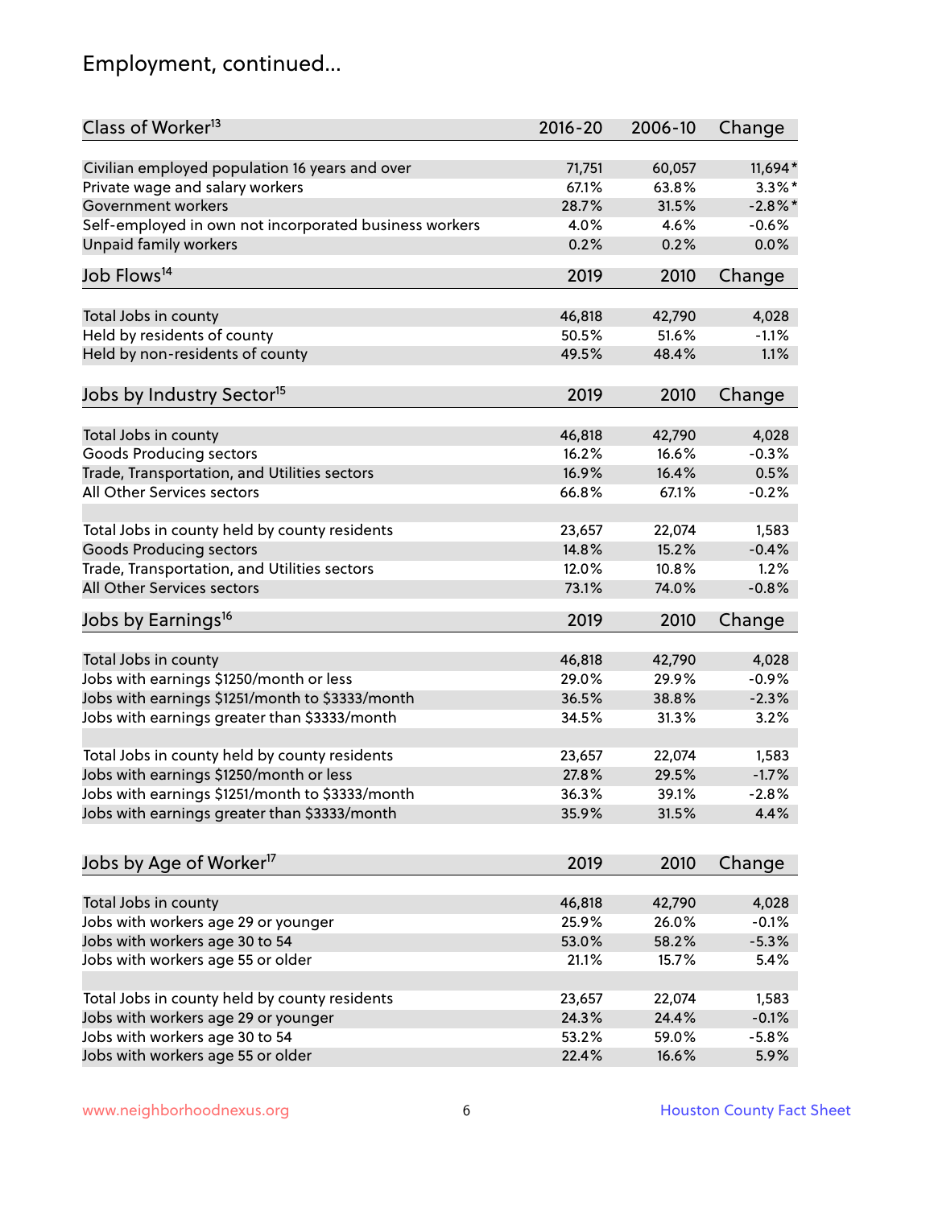## Employment, continued...

| Class of Worker[13] | 2016-20 | 2006-10 | Change |
|---|---|---|---|
| Civilian employed population 16 years and over | 71,751 | 60,057 | 11,694* |
| Private wage and salary workers | 67.1% | 63.8% | 3.3%* |
| Government workers | 28.7% | 31.5% | -2.8%* |
| Self-employed in own not incorporated business workers | 4.0% | 4.6% | -0.6% |
| Unpaid family workers | 0.2% | 0.2% | 0.0% |

| Job Flows[14] | 2019 | 2010 | Change |
|---|---|---|---|
| Total Jobs in county | 46,818 | 42,790 | 4,028 |
| Held by residents of county | 50.5% | 51.6% | -1.1% |
| Held by non-residents of county | 49.5% | 48.4% | 1.1% |

| Jobs by Industry Sector[15] | 2019 | 2010 | Change |
|---|---|---|---|
| Total Jobs in county | 46,818 | 42,790 | 4,028 |
| Goods Producing sectors | 16.2% | 16.6% | -0.3% |
| Trade, Transportation, and Utilities sectors | 16.9% | 16.4% | 0.5% |
| All Other Services sectors | 66.8% | 67.1% | -0.2% |
| | | | |
| Total Jobs in county held by county residents | 23,657 | 22,074 | 1,583 |
| Goods Producing sectors | 14.8% | 15.2% | -0.4% |
| Trade, Transportation, and Utilities sectors | 12.0% | 10.8% | 1.2% |
| All Other Services sectors | 73.1% | 74.0% | -0.8% |

| Jobs by Earnings[16] | 2019 | 2010 | Change |
|---|---|---|---|
| Total Jobs in county | 46,818 | 42,790 | 4,028 |
| Jobs with earnings $1250/month or less | 29.0% | 29.9% | -0.9% |
| Jobs with earnings $1251/month to $3333/month | 36.5% | 38.8% | -2.3% |
| Jobs with earnings greater than $3333/month | 34.5% | 31.3% | 3.2% |
| | | | |
| Total Jobs in county held by county residents | 23,657 | 22,074 | 1,583 |
| Jobs with earnings $1250/month or less | 27.8% | 29.5% | -1.7% |
| Jobs with earnings $1251/month to $3333/month | 36.3% | 39.1% | -2.8% |
| Jobs with earnings greater than $3333/month | 35.9% | 31.5% | 4.4% |

| Jobs by Age of Worker[17] | 2019 | 2010 | Change |
|---|---|---|---|
| Total Jobs in county | 46,818 | 42,790 | 4,028 |
| Jobs with workers age 29 or younger | 25.9% | 26.0% | -0.1% |
| Jobs with workers age 30 to 54 | 53.0% | 58.2% | -5.3% |
| Jobs with workers age 55 or older | 21.1% | 15.7% | 5.4% |
| | | | |
| Total Jobs in county held by county residents | 23,657 | 22,074 | 1,583 |
| Jobs with workers age 29 or younger | 24.3% | 24.4% | -0.1% |
| Jobs with workers age 30 to 54 | 53.2% | 59.0% | -5.8% |
| Jobs with workers age 55 or older | 22.4% | 16.6% | 5.9% |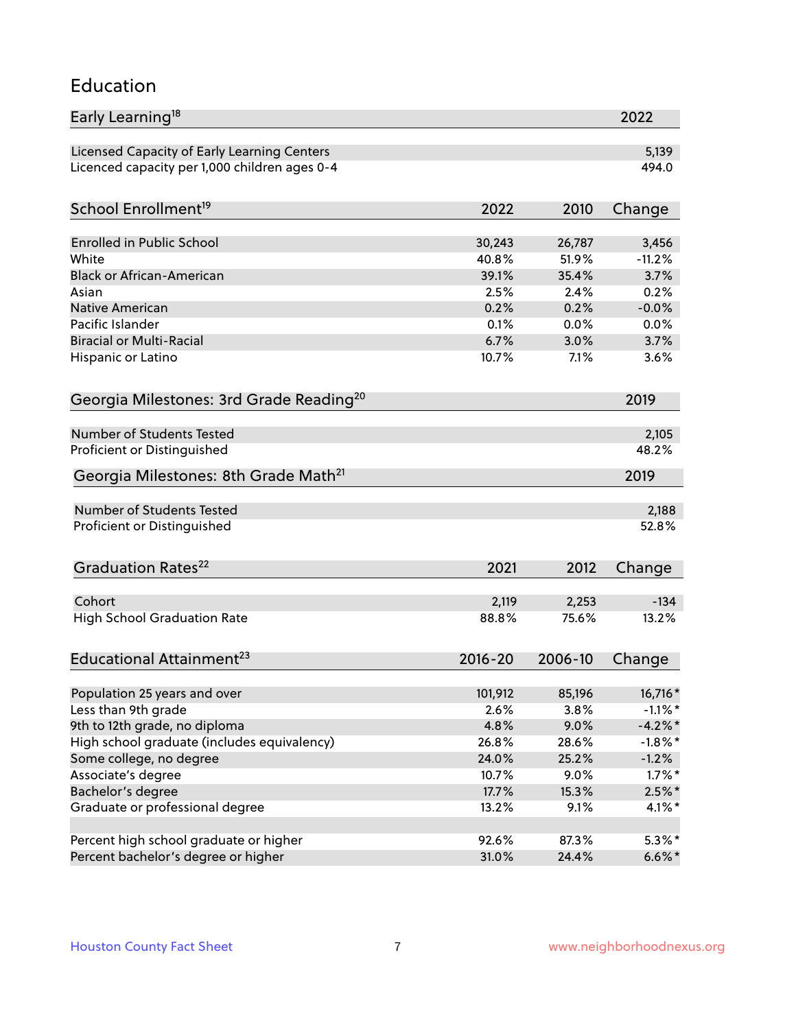# Education

| Early Learning[18] | 2022 |
|---|---|
| Licensed Capacity of Early Learning Centers | 5,139 |
| Licenced capacity per 1,000 children ages 0-4 | 494.0 |

| School Enrollment[19] | 2022 | 2010 | Change |
|---|---|---|---|
| Enrolled in Public School | 30,243 | 26,787 | 3,456 |
| White | 40.8% | 51.9% | -11.2% |
| Black or African-American | 39.1% | 35.4% | 3.7% |
| Asian | 2.5% | 2.4% | 0.2% |
| Native American | 0.2% | 0.2% | -0.0% |
| Pacific Islander | 0.1% | 0.0% | 0.0% |
| Biracial or Multi-Racial | 6.7% | 3.0% | 3.7% |
| Hispanic or Latino | 10.7% | 7.1% | 3.6% |

| Georgia Milestones: 3rd Grade Reading[20] | 2019 |
|---|---|
| Number of Students Tested | 2,105 |
| Proficient or Distinguished | 48.2% |

| Georgia Milestones: 8th Grade Math[21] | 2019 |
|---|---|
| Number of Students Tested | 2,188 |
| Proficient or Distinguished | 52.8% |

| Graduation Rates[22] | 2021 | 2012 | Change |
|---|---|---|---|
| Cohort | 2,119 | 2,253 | -134 |
| High School Graduation Rate | 88.8% | 75.6% | 13.2% |

| Educational Attainment[23] | 2016-20 | 2006-10 | Change |
|---|---|---|---|
| Population 25 years and over | 101,912 | 85,196 | 16,716* |
| Less than 9th grade | 2.6% | 3.8% | -1.1%* |
| 9th to 12th grade, no diploma | 4.8% | 9.0% | -4.2%* |
| High school graduate (includes equivalency) | 26.8% | 28.6% | -1.8%* |
| Some college, no degree | 24.0% | 25.2% | -1.2% |
| Associate's degree | 10.7% | 9.0% | 1.7%* |
| Bachelor's degree | 17.7% | 15.3% | 2.5%* |
| Graduate or professional degree | 13.2% | 9.1% | 4.1%* |
| | | | |
| Percent high school graduate or higher | 92.6% | 87.3% | 5.3%* |
| Percent bachelor's degree or higher | 31.0% | 24.4% | 6.6%* |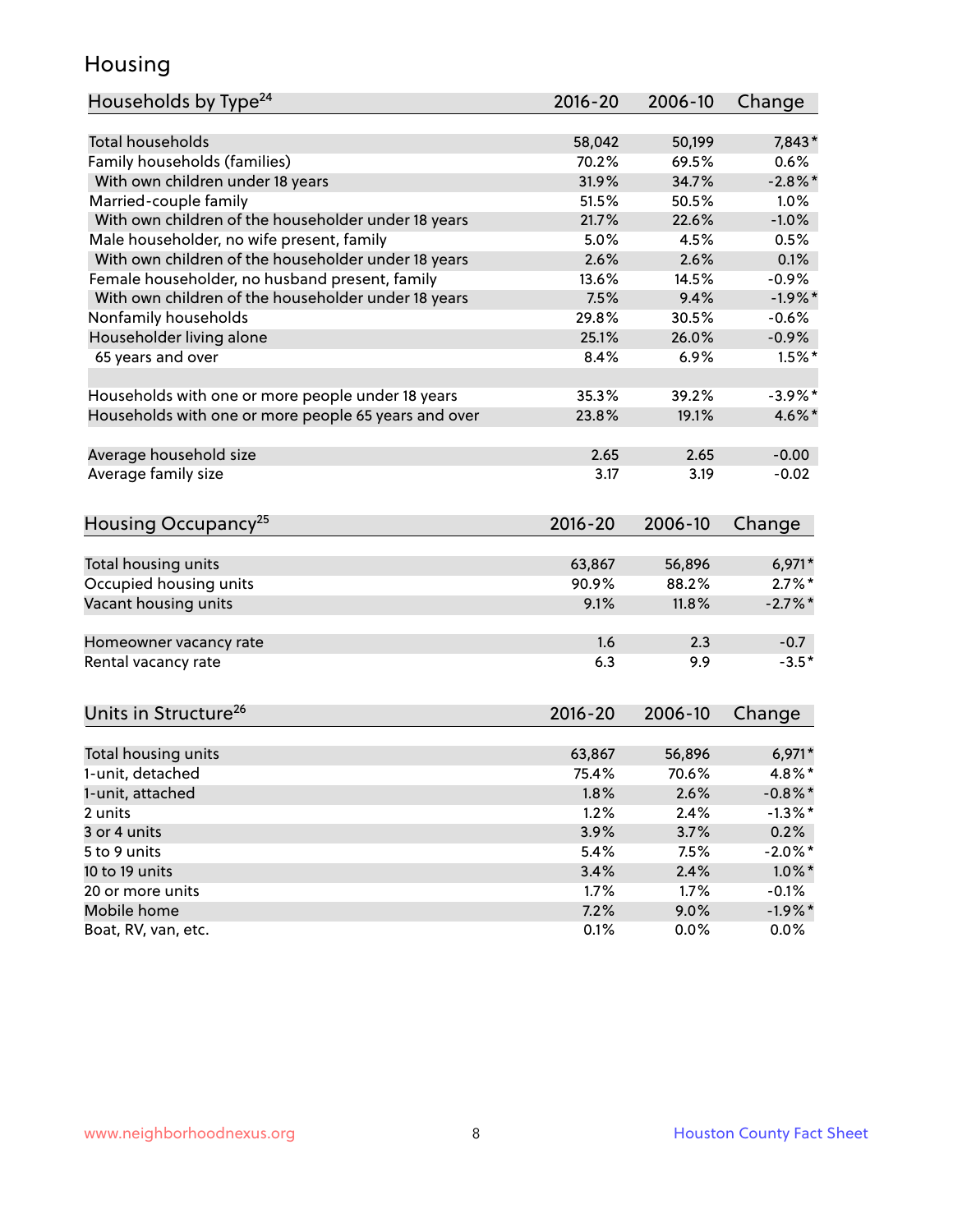# Housing

| Households by Type[24] | 2016-20 | 2006-10 | Change |
|---|---|---|---|
| Total households | 58,042 | 50,199 | 7,843* |
| Family households (families) | 70.2% | 69.5% | 0.6% |
| With own children under 18 years | 31.9% | 34.7% | -2.8%* |
| Married-couple family | 51.5% | 50.5% | 1.0% |
| With own children of the householder under 18 years | 21.7% | 22.6% | -1.0% |
| Male householder, no wife present, family | 5.0% | 4.5% | 0.5% |
| With own children of the householder under 18 years | 2.6% | 2.6% | 0.1% |
| Female householder, no husband present, family | 13.6% | 14.5% | -0.9% |
| With own children of the householder under 18 years | 7.5% | 9.4% | -1.9%* |
| Nonfamily households | 29.8% | 30.5% | -0.6% |
| Householder living alone | 25.1% | 26.0% | -0.9% |
| 65 years and over | 8.4% | 6.9% | 1.5%* |
| | | | |
| Households with one or more people under 18 years | 35.3% | 39.2% | -3.9%* |
| Households with one or more people 65 years and over | 23.8% | 19.1% | 4.6%* |
| | | | |
| Average household size | 2.65 | 2.65 | -0.00 |
| Average family size | 3.17 | 3.19 | -0.02 |

| Housing Occupancy[25] | 2016-20 | 2006-10 | Change |
|---|---|---|---|
| Total housing units | 63,867 | 56,896 | 6,971* |
| Occupied housing units | 90.9% | 88.2% | 2.7%* |
| Vacant housing units | 9.1% | 11.8% | -2.7%* |
| | | | |
| Homeowner vacancy rate | 1.6 | 2.3 | -0.7 |
| Rental vacancy rate | 6.3 | 9.9 | -3.5* |

| Units in Structure[26] | 2016-20 | 2006-10 | Change |
|---|---|---|---|
| Total housing units | 63,867 | 56,896 | 6,971* |
| 1-unit, detached | 75.4% | 70.6% | 4.8%* |
| 1-unit, attached | 1.8% | 2.6% | -0.8%* |
| 2 units | 1.2% | 2.4% | -1.3%* |
| 3 or 4 units | 3.9% | 3.7% | 0.2% |
| 5 to 9 units | 5.4% | 7.5% | -2.0%* |
| 10 to 19 units | 3.4% | 2.4% | 1.0%* |
| 20 or more units | 1.7% | 1.7% | -0.1% |
| Mobile home | 7.2% | 9.0% | -1.9%* |
| Boat, RV, van, etc. | 0.1% | 0.0% | 0.0% |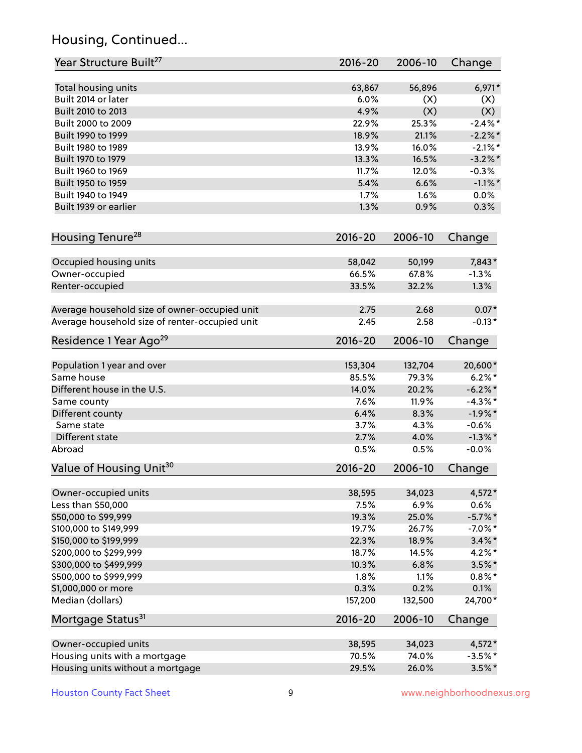## Housing, Continued...

| Year Structure Built[27] | 2016-20 | 2006-10 | Change |
|---|---|---|---|
| Total housing units | 63,867 | 56,896 | 6,971* |
| Built 2014 or later | 6.0% | (X) | (X) |
| Built 2010 to 2013 | 4.9% | (X) | (X) |
| Built 2000 to 2009 | 22.9% | 25.3% | -2.4%* |
| Built 1990 to 1999 | 18.9% | 21.1% | -2.2%* |
| Built 1980 to 1989 | 13.9% | 16.0% | -2.1%* |
| Built 1970 to 1979 | 13.3% | 16.5% | -3.2%* |
| Built 1960 to 1969 | 11.7% | 12.0% | -0.3% |
| Built 1950 to 1959 | 5.4% | 6.6% | -1.1%* |
| Built 1940 to 1949 | 1.7% | 1.6% | 0.0% |
| Built 1939 or earlier | 1.3% | 0.9% | 0.3% |

| Housing Tenure[28] | 2016-20 | 2006-10 | Change |
|---|---|---|---|
| Occupied housing units | 58,042 | 50,199 | 7,843* |
| Owner-occupied | 66.5% | 67.8% | -1.3% |
| Renter-occupied | 33.5% | 32.2% | 1.3% |
| Average household size of owner-occupied unit | 2.75 | 2.68 | 0.07* |
| Average household size of renter-occupied unit | 2.45 | 2.58 | -0.13* |

| Residence 1 Year Ago[29] | 2016-20 | 2006-10 | Change |
|---|---|---|---|
| Population 1 year and over | 153,304 | 132,704 | 20,600* |
| Same house | 85.5% | 79.3% | 6.2%* |
| Different house in the U.S. | 14.0% | 20.2% | -6.2%* |
| Same county | 7.6% | 11.9% | -4.3%* |
| Different county | 6.4% | 8.3% | -1.9%* |
| Same state | 3.7% | 4.3% | -0.6% |
| Different state | 2.7% | 4.0% | -1.3%* |
| Abroad | 0.5% | 0.5% | -0.0% |

| Value of Housing Unit[30] | 2016-20 | 2006-10 | Change |
|---|---|---|---|
| Owner-occupied units | 38,595 | 34,023 | 4,572* |
| Less than $50,000 | 7.5% | 6.9% | 0.6% |
| $50,000 to $99,999 | 19.3% | 25.0% | -5.7%* |
| $100,000 to $149,999 | 19.7% | 26.7% | -7.0%* |
| $150,000 to $199,999 | 22.3% | 18.9% | 3.4%* |
| $200,000 to $299,999 | 18.7% | 14.5% | 4.2%* |
| $300,000 to $499,999 | 10.3% | 6.8% | 3.5%* |
| $500,000 to $999,999 | 1.8% | 1.1% | 0.8%* |
| $1,000,000 or more | 0.3% | 0.2% | 0.1% |
| Median (dollars) | 157,200 | 132,500 | 24,700* |

| Mortgage Status[31] | 2016-20 | 2006-10 | Change |
|---|---|---|---|
| Owner-occupied units | 38,595 | 34,023 | 4,572* |
| Housing units with a mortgage | 70.5% | 74.0% | -3.5%* |
| Housing units without a mortgage | 29.5% | 26.0% | 3.5%* |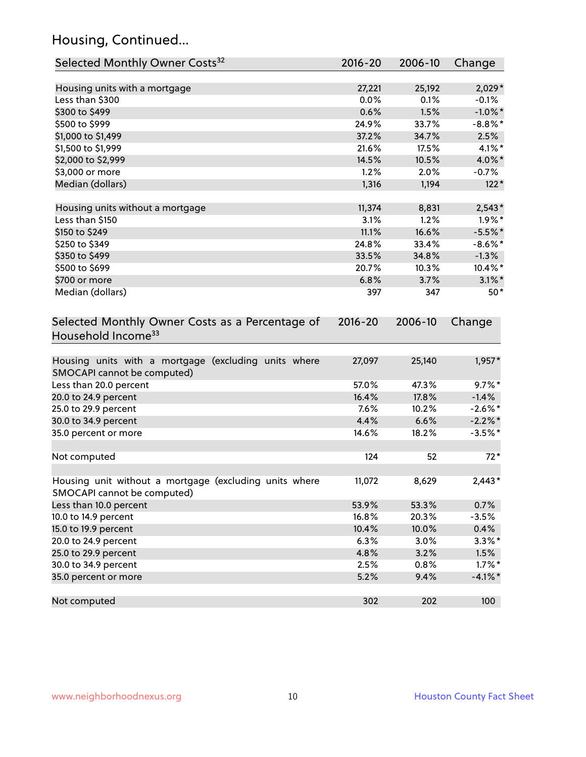## Housing, Continued...

| Selected Monthly Owner Costs[32] | 2016-20 | 2006-10 | Change |
|---|---|---|---|
| Housing units with a mortgage | 27,221 | 25,192 | 2,029* |
| Less than $300 | 0.0% | 0.1% | -0.1% |
| $300 to $499 | 0.6% | 1.5% | -1.0%* |
| $500 to $999 | 24.9% | 33.7% | -8.8%* |
| $1,000 to $1,499 | 37.2% | 34.7% | 2.5% |
| $1,500 to $1,999 | 21.6% | 17.5% | 4.1%* |
| $2,000 to $2,999 | 14.5% | 10.5% | 4.0%* |
| $3,000 or more | 1.2% | 2.0% | -0.7% |
| Median (dollars) | 1,316 | 1,194 | 122* |
| | | | |
| Housing units without a mortgage | 11,374 | 8,831 | 2,543* |
| Less than $150 | 3.1% | 1.2% | 1.9%* |
| $150 to $249 | 11.1% | 16.6% | -5.5%* |
| $250 to $349 | 24.8% | 33.4% | -8.6%* |
| $350 to $499 | 33.5% | 34.8% | -1.3% |
| $500 to $699 | 20.7% | 10.3% | 10.4%* |
| $700 or more | 6.8% | 3.7% | 3.1%* |
| Median (dollars) | 397 | 347 | 50* |

| Selected Monthly Owner Costs as a Percentage of Household Income[33] | 2016-20 | 2006-10 | Change |
|---|---|---|---|
| Housing units with a mortgage (excluding units where SMOCAPI cannot be computed) | 27,097 | 25,140 | 1,957* |
| Less than 20.0 percent | 57.0% | 47.3% | 9.7%* |
| 20.0 to 24.9 percent | 16.4% | 17.8% | -1.4% |
| 25.0 to 29.9 percent | 7.6% | 10.2% | -2.6%* |
| 30.0 to 34.9 percent | 4.4% | 6.6% | -2.2%* |
| 35.0 percent or more | 14.6% | 18.2% | -3.5%* |
| | | | |
| Not computed | 124 | 52 | 72* |
| | | | |
| Housing unit without a mortgage (excluding units where SMOCAPI cannot be computed) | 11,072 | 8,629 | 2,443* |
| Less than 10.0 percent | 53.9% | 53.3% | 0.7% |
| 10.0 to 14.9 percent | 16.8% | 20.3% | -3.5% |
| 15.0 to 19.9 percent | 10.4% | 10.0% | 0.4% |
| 20.0 to 24.9 percent | 6.3% | 3.0% | 3.3%* |
| 25.0 to 29.9 percent | 4.8% | 3.2% | 1.5% |
| 30.0 to 34.9 percent | 2.5% | 0.8% | 1.7%* |
| 35.0 percent or more | 5.2% | 9.4% | -4.1%* |
| | | | |
| Not computed | 302 | 202 | 100 |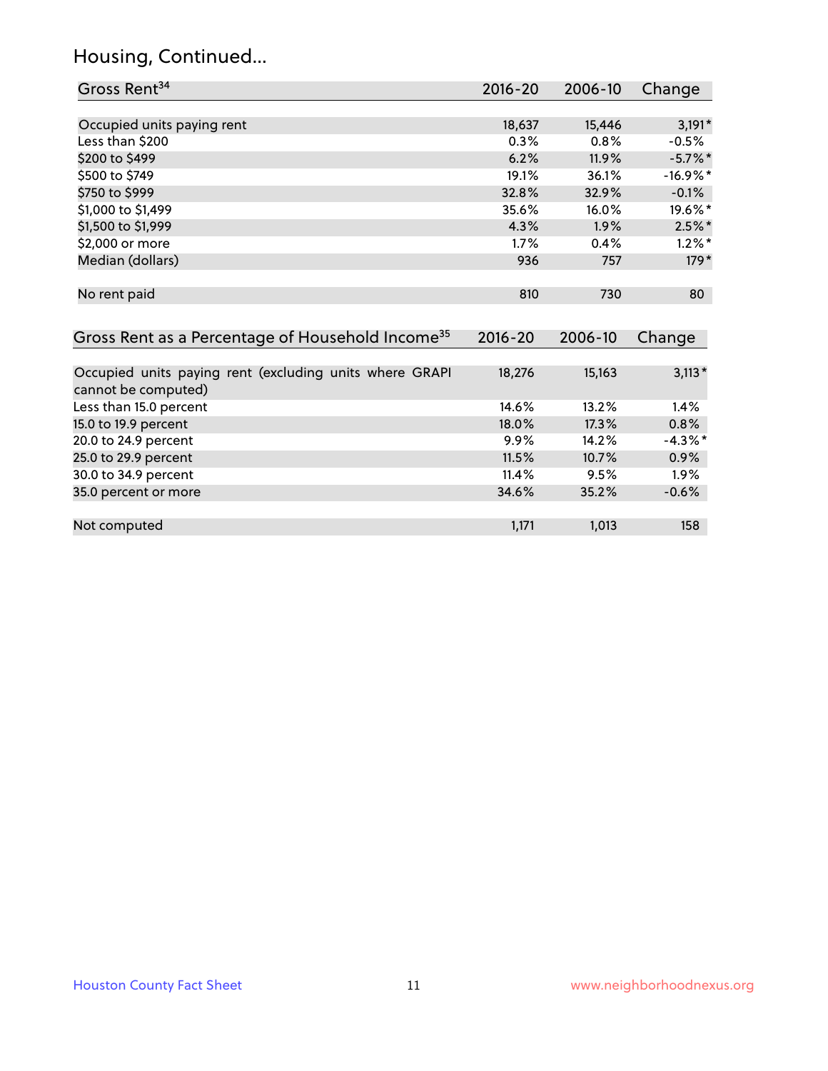## Housing, Continued...

| Gross Rent[34] | 2016-20 | 2006-10 | Change |
|---|---|---|---|
| Occupied units paying rent | 18,637 | 15,446 | 3,191* |
| Less than $200 | 0.3% | 0.8% | -0.5% |
| $200 to $499 | 6.2% | 11.9% | -5.7%* |
| $500 to $749 | 19.1% | 36.1% | -16.9%* |
| $750 to $999 | 32.8% | 32.9% | -0.1% |
| $1,000 to $1,499 | 35.6% | 16.0% | 19.6%* |
| $1,500 to $1,999 | 4.3% | 1.9% | 2.5%* |
| $2,000 or more | 1.7% | 0.4% | 1.2%* |
| Median (dollars) | 936 | 757 | 179* |
| No rent paid | 810 | 730 | 80 |

| Gross Rent as a Percentage of Household Income[35] | 2016-20 | 2006-10 | Change |
|---|---|---|---|
| Occupied units paying rent (excluding units where GRAPI cannot be computed) | 18,276 | 15,163 | 3,113* |
| Less than 15.0 percent | 14.6% | 13.2% | 1.4% |
| 15.0 to 19.9 percent | 18.0% | 17.3% | 0.8% |
| 20.0 to 24.9 percent | 9.9% | 14.2% | -4.3%* |
| 25.0 to 29.9 percent | 11.5% | 10.7% | 0.9% |
| 30.0 to 34.9 percent | 11.4% | 9.5% | 1.9% |
| 35.0 percent or more | 34.6% | 35.2% | -0.6% |
| Not computed | 1,171 | 1,013 | 158 |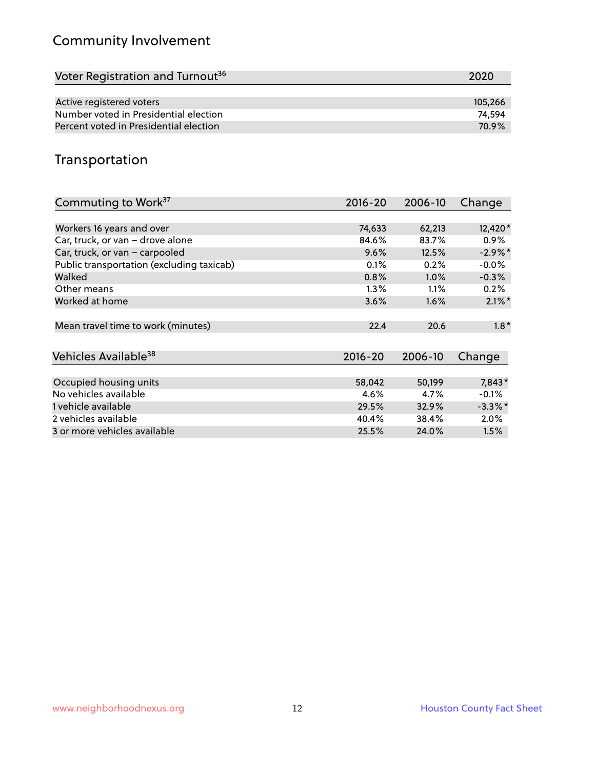## Community Involvement

| Voter Registration and Turnout[36] | 2020 |
|---|---|
| Active registered voters | 105,266 |
| Number voted in Presidential election | 74,594 |
| Percent voted in Presidential election | 70.9% |

## Transportation

| Commuting to Work[37] | 2016-20 | 2006-10 | Change |
|---|---|---|---|
| Workers 16 years and over | 74,633 | 62,213 | 12,420* |
| Car, truck, or van – drove alone | 84.6% | 83.7% | 0.9% |
| Car, truck, or van – carpooled | 9.6% | 12.5% | -2.9%* |
| Public transportation (excluding taxicab) | 0.1% | 0.2% | -0.0% |
| Walked | 0.8% | 1.0% | -0.3% |
| Other means | 1.3% | 1.1% | 0.2% |
| Worked at home | 3.6% | 1.6% | 2.1%* |
| Mean travel time to work (minutes) | 22.4 | 20.6 | 1.8* |

| Vehicles Available[38] | 2016-20 | 2006-10 | Change |
|---|---|---|---|
| Occupied housing units | 58,042 | 50,199 | 7,843* |
| No vehicles available | 4.6% | 4.7% | -0.1% |
| 1 vehicle available | 29.5% | 32.9% | -3.3%* |
| 2 vehicles available | 40.4% | 38.4% | 2.0% |
| 3 or more vehicles available | 25.5% | 24.0% | 1.5% |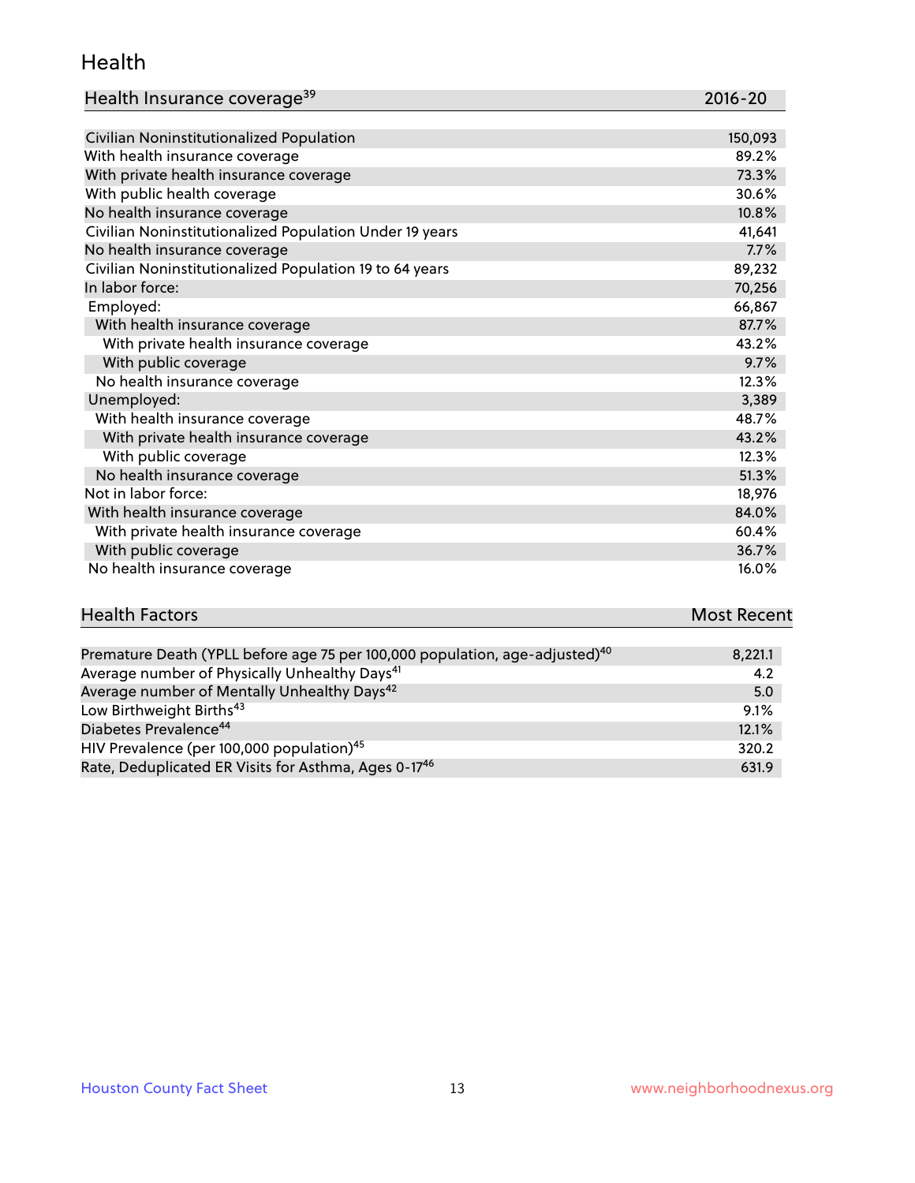## Health

| Health Insurance coverage[39] | 2016-20 |
|---|---|
| Civilian Noninstitutionalized Population | 150,093 |
| With health insurance coverage | 89.2% |
| With private health insurance coverage | 73.3% |
| With public health coverage | 30.6% |
| No health insurance coverage | 10.8% |
| Civilian Noninstitutionalized Population Under 19 years | 41,641 |
| No health insurance coverage | 7.7% |
| Civilian Noninstitutionalized Population 19 to 64 years | 89,232 |
| In labor force: | 70,256 |
| Employed: | 66,867 |
| With health insurance coverage | 87.7% |
| With private health insurance coverage | 43.2% |
| With public coverage | 9.7% |
| No health insurance coverage | 12.3% |
| Unemployed: | 3,389 |
| With health insurance coverage | 48.7% |
| With private health insurance coverage | 43.2% |
| With public coverage | 12.3% |
| No health insurance coverage | 51.3% |
| Not in labor force: | 18,976 |
| With health insurance coverage | 84.0% |
| With private health insurance coverage | 60.4% |
| With public coverage | 36.7% |
| No health insurance coverage | 16.0% |

| Health Factors | Most Recent |
|---|---|
| Premature Death (YPLL before age 75 per 100,000 population, age-adjusted)[40] | 8,221.1 |
| Average number of Physically Unhealthy Days[41] | 4.2 |
| Average number of Mentally Unhealthy Days[42] | 5.0 |
| Low Birthweight Births[43] | 9.1% |
| Diabetes Prevalence[44] | 12.1% |
| HIV Prevalence (per 100,000 population)[45] | 320.2 |
| Rate, Deduplicated ER Visits for Asthma, Ages 0-17[46] | 631.9 |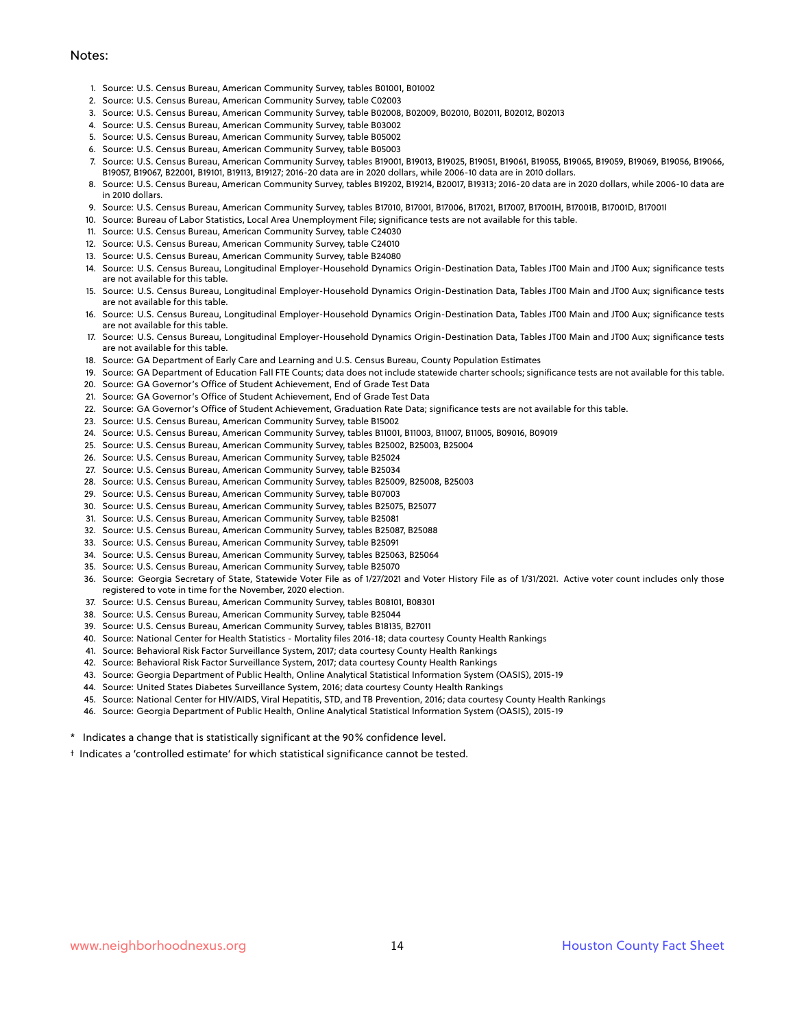Notes:

1. Source: U.S. Census Bureau, American Community Survey, tables B01001, B01002
2. Source: U.S. Census Bureau, American Community Survey, table C02003
3. Source: U.S. Census Bureau, American Community Survey, table B02008, B02009, B02010, B02011, B02012, B02013
4. Source: U.S. Census Bureau, American Community Survey, table B03002
5. Source: U.S. Census Bureau, American Community Survey, table B05002
6. Source: U.S. Census Bureau, American Community Survey, table B05003
7. Source: U.S. Census Bureau, American Community Survey, tables B19001, B19013, B19025, B19051, B19061, B19055, B19065, B19059, B19069, B19056, B19066, B19057, B19067, B22001, B19101, B19113, B19127; 2016-20 data are in 2020 dollars, while 2006-10 data are in 2010 dollars.
8. Source: U.S. Census Bureau, American Community Survey, tables B19202, B19214, B20017, B19313; 2016-20 data are in 2020 dollars, while 2006-10 data are in 2010 dollars.
9. Source: U.S. Census Bureau, American Community Survey, tables B17010, B17001, B17006, B17021, B17007, B17001H, B17001B, B17001D, B17001I
10. Source: Bureau of Labor Statistics, Local Area Unemployment File; significance tests are not available for this table.
11. Source: U.S. Census Bureau, American Community Survey, table C24030
12. Source: U.S. Census Bureau, American Community Survey, table C24010
13. Source: U.S. Census Bureau, American Community Survey, table B24080
14. Source: U.S. Census Bureau, Longitudinal Employer-Household Dynamics Origin-Destination Data, Tables JT00 Main and JT00 Aux; significance tests are not available for this table.
15. Source: U.S. Census Bureau, Longitudinal Employer-Household Dynamics Origin-Destination Data, Tables JT00 Main and JT00 Aux; significance tests are not available for this table.
16. Source: U.S. Census Bureau, Longitudinal Employer-Household Dynamics Origin-Destination Data, Tables JT00 Main and JT00 Aux; significance tests are not available for this table.
17. Source: U.S. Census Bureau, Longitudinal Employer-Household Dynamics Origin-Destination Data, Tables JT00 Main and JT00 Aux; significance tests are not available for this table.
18. Source: GA Department of Early Care and Learning and U.S. Census Bureau, County Population Estimates
19. Source: GA Department of Education Fall FTE Counts; data does not include statewide charter schools; significance tests are not available for this table.
20. Source: GA Governor's Office of Student Achievement, End of Grade Test Data
21. Source: GA Governor's Office of Student Achievement, End of Grade Test Data
22. Source: GA Governor's Office of Student Achievement, Graduation Rate Data; significance tests are not available for this table.
23. Source: U.S. Census Bureau, American Community Survey, table B15002
24. Source: U.S. Census Bureau, American Community Survey, tables B11001, B11003, B11007, B11005, B09016, B09019
25. Source: U.S. Census Bureau, American Community Survey, tables B25002, B25003, B25004
26. Source: U.S. Census Bureau, American Community Survey, table B25024
27. Source: U.S. Census Bureau, American Community Survey, table B25034
28. Source: U.S. Census Bureau, American Community Survey, tables B25009, B25008, B25003
29. Source: U.S. Census Bureau, American Community Survey, table B07003
30. Source: U.S. Census Bureau, American Community Survey, tables B25075, B25077
31. Source: U.S. Census Bureau, American Community Survey, table B25081
32. Source: U.S. Census Bureau, American Community Survey, tables B25087, B25088
33. Source: U.S. Census Bureau, American Community Survey, table B25091
34. Source: U.S. Census Bureau, American Community Survey, tables B25063, B25064
35. Source: U.S. Census Bureau, American Community Survey, table B25070
36. Source: Georgia Secretary of State, Statewide Voter File as of 1/27/2021 and Voter History File as of 1/31/2021. Active voter count includes only those registered to vote in time for the November, 2020 election.
37. Source: U.S. Census Bureau, American Community Survey, tables B08101, B08301
38. Source: U.S. Census Bureau, American Community Survey, table B25044
39. Source: U.S. Census Bureau, American Community Survey, tables B18135, B27011
40. Source: National Center for Health Statistics - Mortality files 2016-18; data courtesy County Health Rankings
41. Source: Behavioral Risk Factor Surveillance System, 2017; data courtesy County Health Rankings
42. Source: Behavioral Risk Factor Surveillance System, 2017; data courtesy County Health Rankings
43. Source: Georgia Department of Public Health, Online Analytical Statistical Information System (OASIS), 2015-19
44. Source: United States Diabetes Surveillance System, 2016; data courtesy County Health Rankings
45. Source: National Center for HIV/AIDS, Viral Hepatitis, STD, and TB Prevention, 2016; data courtesy County Health Rankings
46. Source: Georgia Department of Public Health, Online Analytical Statistical Information System (OASIS), 2015-19

\* Indicates a change that is statistically significant at the 90% confidence level.

† Indicates a 'controlled estimate' for which statistical significance cannot be tested.